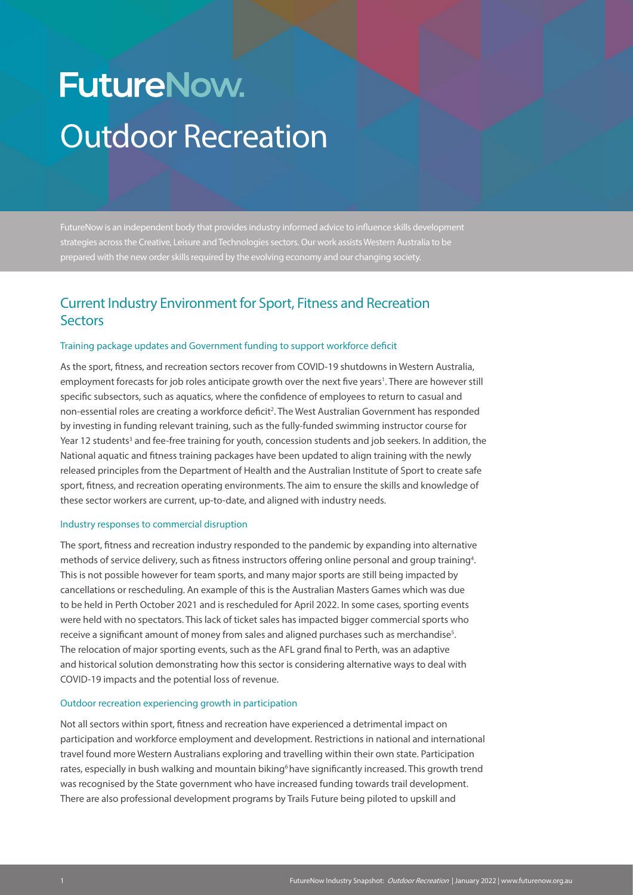# FutureNow.

# Outdoor Recreation

FutureNow is an independent body that provides industry informed advice to influence skills development strategies across the Creative, Leisure and Technologies sectors. Our work assists Western Australia to be prepared with the new order skills required by the evolving economy and our changing society.

## Current Industry Environment for Sport, Fitness and Recreation Sectors

### Training package updates and Government funding to support workforce deficit

As the sport, fitness, and recreation sectors recover from COVID-19 shutdowns in Western Australia, employment forecasts for job roles anticipate growth over the next five years[1]. There are however still specific subsectors, such as aquatics, where the confidence of employees to return to casual and non-essential roles are creating a workforce deficit[2]. The West Australian Government has responded by investing in funding relevant training, such as the fully-funded swimming instructor course for Year 12 students[3] and fee-free training for youth, concession students and job seekers. In addition, the National aquatic and fitness training packages have been updated to align training with the newly released principles from the Department of Health and the Australian Institute of Sport to create safe sport, fitness, and recreation operating environments. The aim to ensure the skills and knowledge of these sector workers are current, up-to-date, and aligned with industry needs.

### Industry responses to commercial disruption

The sport, fitness and recreation industry responded to the pandemic by expanding into alternative methods of service delivery, such as fitness instructors offering online personal and group training[4]. This is not possible however for team sports, and many major sports are still being impacted by cancellations or rescheduling. An example of this is the Australian Masters Games which was due to be held in Perth October 2021 and is rescheduled for April 2022. In some cases, sporting events were held with no spectators. This lack of ticket sales has impacted bigger commercial sports who receive a significant amount of money from sales and aligned purchases such as merchandise[5]. The relocation of major sporting events, such as the AFL grand final to Perth, was an adaptive and historical solution demonstrating how this sector is considering alternative ways to deal with COVID-19 impacts and the potential loss of revenue.

### Outdoor recreation experiencing growth in participation

Not all sectors within sport, fitness and recreation have experienced a detrimental impact on participation and workforce employment and development. Restrictions in national and international travel found more Western Australians exploring and travelling within their own state. Participation rates, especially in bush walking and mountain biking[6] have significantly increased. This growth trend was recognised by the State government who have increased funding towards trail development. There are also professional development programs by Trails Future being piloted to upskill and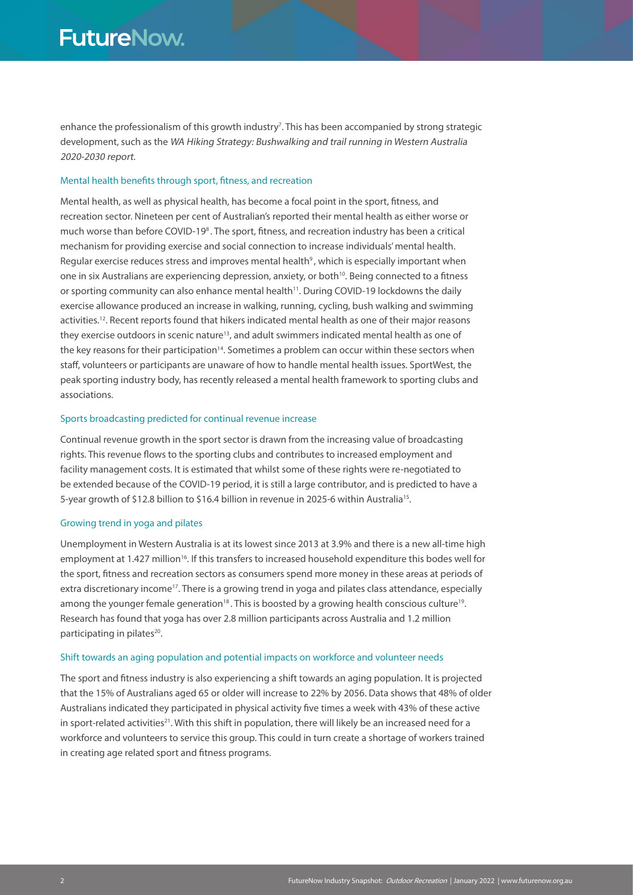enhance the professionalism of this growth industry[7]. This has been accompanied by strong strategic development, such as the *WA Hiking Strategy: Bushwalking and trail running in Western Australia 2020-2030 report.*

### Mental health benefits through sport, fitness, and recreation

Mental health, as well as physical health, has become a focal point in the sport, fitness, and recreation sector. Nineteen per cent of Australian's reported their mental health as either worse or much worse than before COVID-19[8]. The sport, fitness, and recreation industry has been a critical mechanism for providing exercise and social connection to increase individuals' mental health. Regular exercise reduces stress and improves mental health[9], which is especially important when one in six Australians are experiencing depression, anxiety, or both[10]. Being connected to a fitness or sporting community can also enhance mental health[11]. During COVID-19 lockdowns the daily exercise allowance produced an increase in walking, running, cycling, bush walking and swimming activities.[12]. Recent reports found that hikers indicated mental health as one of their major reasons they exercise outdoors in scenic nature[13], and adult swimmers indicated mental health as one of the key reasons for their participation[14]. Sometimes a problem can occur within these sectors when staff, volunteers or participants are unaware of how to handle mental health issues. SportWest, the peak sporting industry body, has recently released a mental health framework to sporting clubs and associations.

### Sports broadcasting predicted for continual revenue increase

Continual revenue growth in the sport sector is drawn from the increasing value of broadcasting rights. This revenue flows to the sporting clubs and contributes to increased employment and facility management costs. It is estimated that whilst some of these rights were re-negotiated to be extended because of the COVID-19 period, it is still a large contributor, and is predicted to have a 5-year growth of $12.8 billion to $16.4 billion in revenue in 2025-6 within Australia[15].

### Growing trend in yoga and pilates

Unemployment in Western Australia is at its lowest since 2013 at 3.9% and there is a new all-time high employment at 1.427 million[16]. If this transfers to increased household expenditure this bodes well for the sport, fitness and recreation sectors as consumers spend more money in these areas at periods of extra discretionary income[17]. There is a growing trend in yoga and pilates class attendance, especially among the younger female generation[18]. This is boosted by a growing health conscious culture[19]. Research has found that yoga has over 2.8 million participants across Australia and 1.2 million participating in pilates[20].

### Shift towards an aging population and potential impacts on workforce and volunteer needs

The sport and fitness industry is also experiencing a shift towards an aging population. It is projected that the 15% of Australians aged 65 or older will increase to 22% by 2056. Data shows that 48% of older Australians indicated they participated in physical activity five times a week with 43% of these active in sport-related activities[21]. With this shift in population, there will likely be an increased need for a workforce and volunteers to service this group. This could in turn create a shortage of workers trained in creating age related sport and fitness programs.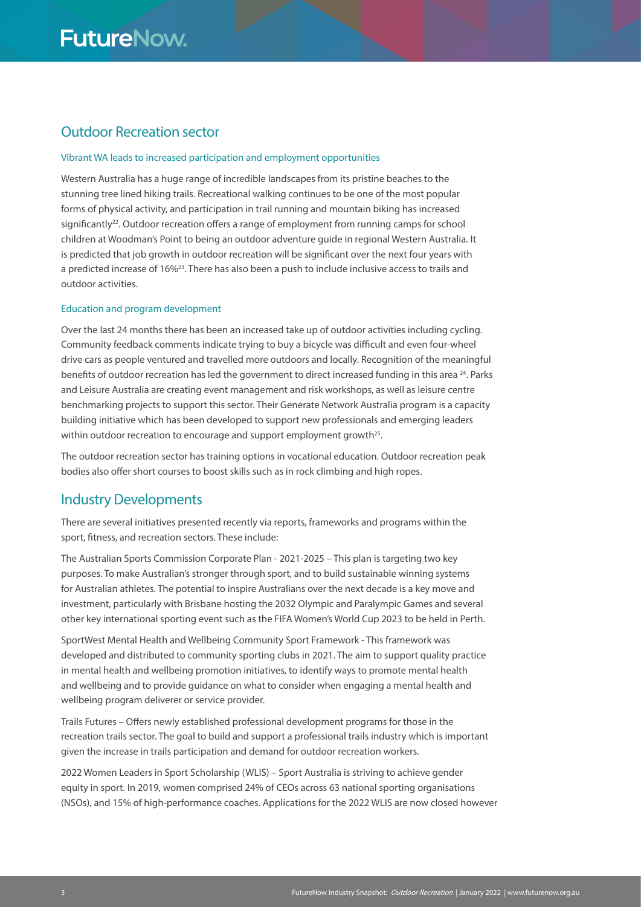## Outdoor Recreation sector

### Vibrant WA leads to increased participation and employment opportunities

Western Australia has a huge range of incredible landscapes from its pristine beaches to the stunning tree lined hiking trails. Recreational walking continues to be one of the most popular forms of physical activity, and participation in trail running and mountain biking has increased significantly[22]. Outdoor recreation offers a range of employment from running camps for school children at Woodman's Point to being an outdoor adventure guide in regional Western Australia. It is predicted that job growth in outdoor recreation will be significant over the next four years with a predicted increase of 16%[23]. There has also been a push to include inclusive access to trails and outdoor activities.

### Education and program development

Over the last 24 months there has been an increased take up of outdoor activities including cycling. Community feedback comments indicate trying to buy a bicycle was difficult and even four-wheel drive cars as people ventured and travelled more outdoors and locally. Recognition of the meaningful benefits of outdoor recreation has led the government to direct increased funding in this area [24]. Parks and Leisure Australia are creating event management and risk workshops, as well as leisure centre benchmarking projects to support this sector. Their Generate Network Australia program is a capacity building initiative which has been developed to support new professionals and emerging leaders within outdoor recreation to encourage and support employment growth[25].

The outdoor recreation sector has training options in vocational education. Outdoor recreation peak bodies also offer short courses to boost skills such as in rock climbing and high ropes.

## Industry Developments

There are several initiatives presented recently via reports, frameworks and programs within the sport, fitness, and recreation sectors. These include:

The Australian Sports Commission Corporate Plan - 2021-2025 – This plan is targeting two key purposes. To make Australian's stronger through sport, and to build sustainable winning systems for Australian athletes. The potential to inspire Australians over the next decade is a key move and investment, particularly with Brisbane hosting the 2032 Olympic and Paralympic Games and several other key international sporting event such as the FIFA Women's World Cup 2023 to be held in Perth.

SportWest Mental Health and Wellbeing Community Sport Framework - This framework was developed and distributed to community sporting clubs in 2021. The aim to support quality practice in mental health and wellbeing promotion initiatives, to identify ways to promote mental health and wellbeing and to provide guidance on what to consider when engaging a mental health and wellbeing program deliverer or service provider.

Trails Futures – Offers newly established professional development programs for those in the recreation trails sector. The goal to build and support a professional trails industry which is important given the increase in trails participation and demand for outdoor recreation workers.

2022 Women Leaders in Sport Scholarship (WLIS) – Sport Australia is striving to achieve gender equity in sport. In 2019, women comprised 24% of CEOs across 63 national sporting organisations (NSOs), and 15% of high-performance coaches. Applications for the 2022 WLIS are now closed however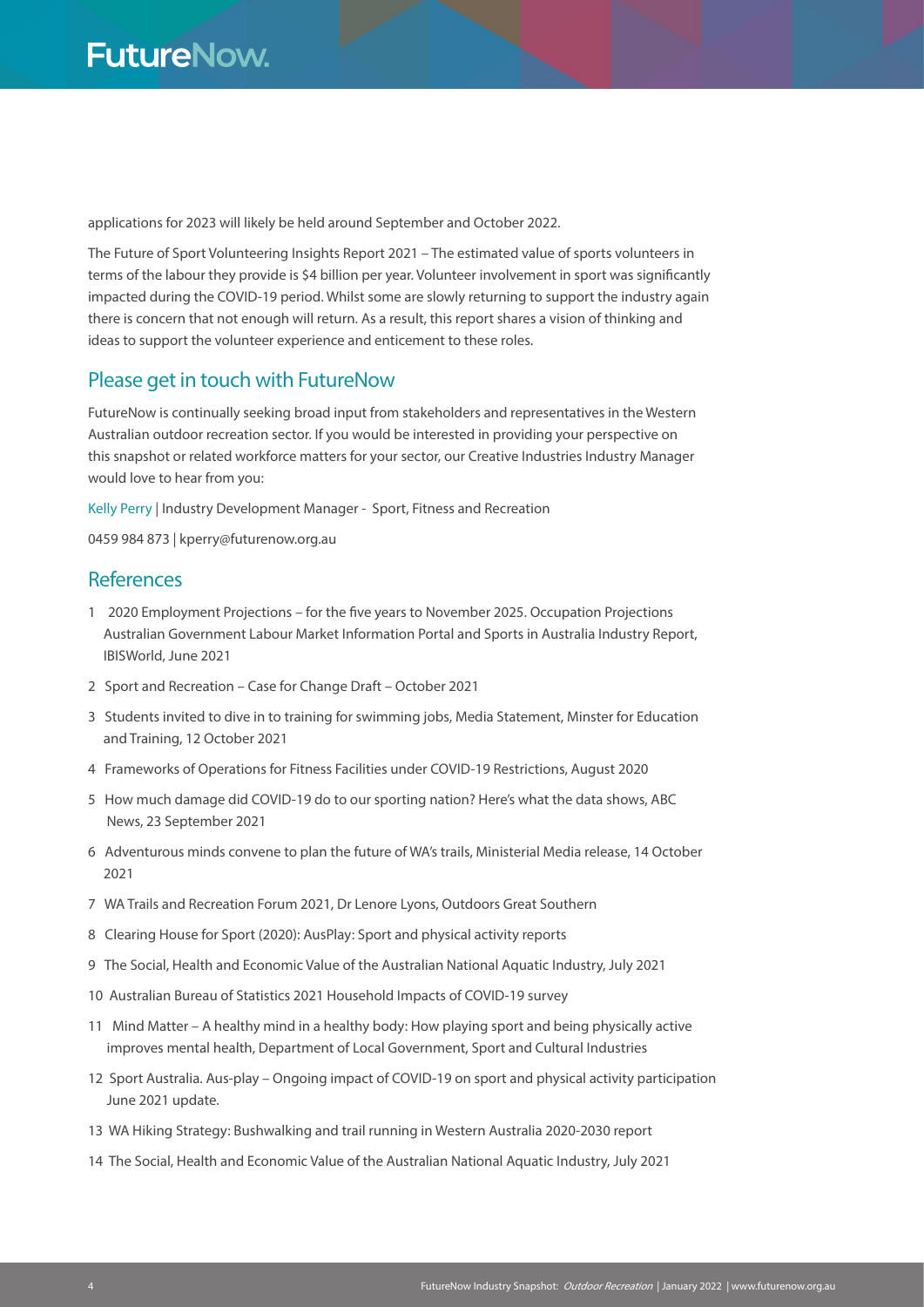applications for 2023 will likely be held around September and October 2022.

The Future of Sport Volunteering Insights Report 2021 – The estimated value of sports volunteers in terms of the labour they provide is $4 billion per year. Volunteer involvement in sport was significantly impacted during the COVID-19 period. Whilst some are slowly returning to support the industry again there is concern that not enough will return. As a result, this report shares a vision of thinking and ideas to support the volunteer experience and enticement to these roles.

## Please get in touch with FutureNow

FutureNow is continually seeking broad input from stakeholders and representatives in the Western Australian outdoor recreation sector. If you would be interested in providing your perspective on this snapshot or related workforce matters for your sector, our Creative Industries Industry Manager would love to hear from you:

Kelly Perry | Industry Development Manager - Sport, Fitness and Recreation

0459 984 873 | kperry@futurenow.org.au

## References

1. 2020 Employment Projections – for the five years to November 2025. Occupation Projections Australian Government Labour Market Information Portal and Sports in Australia Industry Report, IBISWorld, June 2021
2. Sport and Recreation – Case for Change Draft – October 2021
3. Students invited to dive in to training for swimming jobs, Media Statement, Minster for Education and Training, 12 October 2021
4. Frameworks of Operations for Fitness Facilities under COVID-19 Restrictions, August 2020
5. How much damage did COVID-19 do to our sporting nation? Here's what the data shows, ABC News, 23 September 2021
6. Adventurous minds convene to plan the future of WA's trails, Ministerial Media release, 14 October 2021
7. WA Trails and Recreation Forum 2021, Dr Lenore Lyons, Outdoors Great Southern
8. Clearing House for Sport (2020): AusPlay: Sport and physical activity reports
9. The Social, Health and Economic Value of the Australian National Aquatic Industry, July 2021
10. Australian Bureau of Statistics 2021 Household Impacts of COVID-19 survey
11. Mind Matter – A healthy mind in a healthy body: How playing sport and being physically active improves mental health, Department of Local Government, Sport and Cultural Industries
12. Sport Australia. Aus-play – Ongoing impact of COVID-19 on sport and physical activity participation June 2021 update.
13. WA Hiking Strategy: Bushwalking and trail running in Western Australia 2020-2030 report
14. The Social, Health and Economic Value of the Australian National Aquatic Industry, July 2021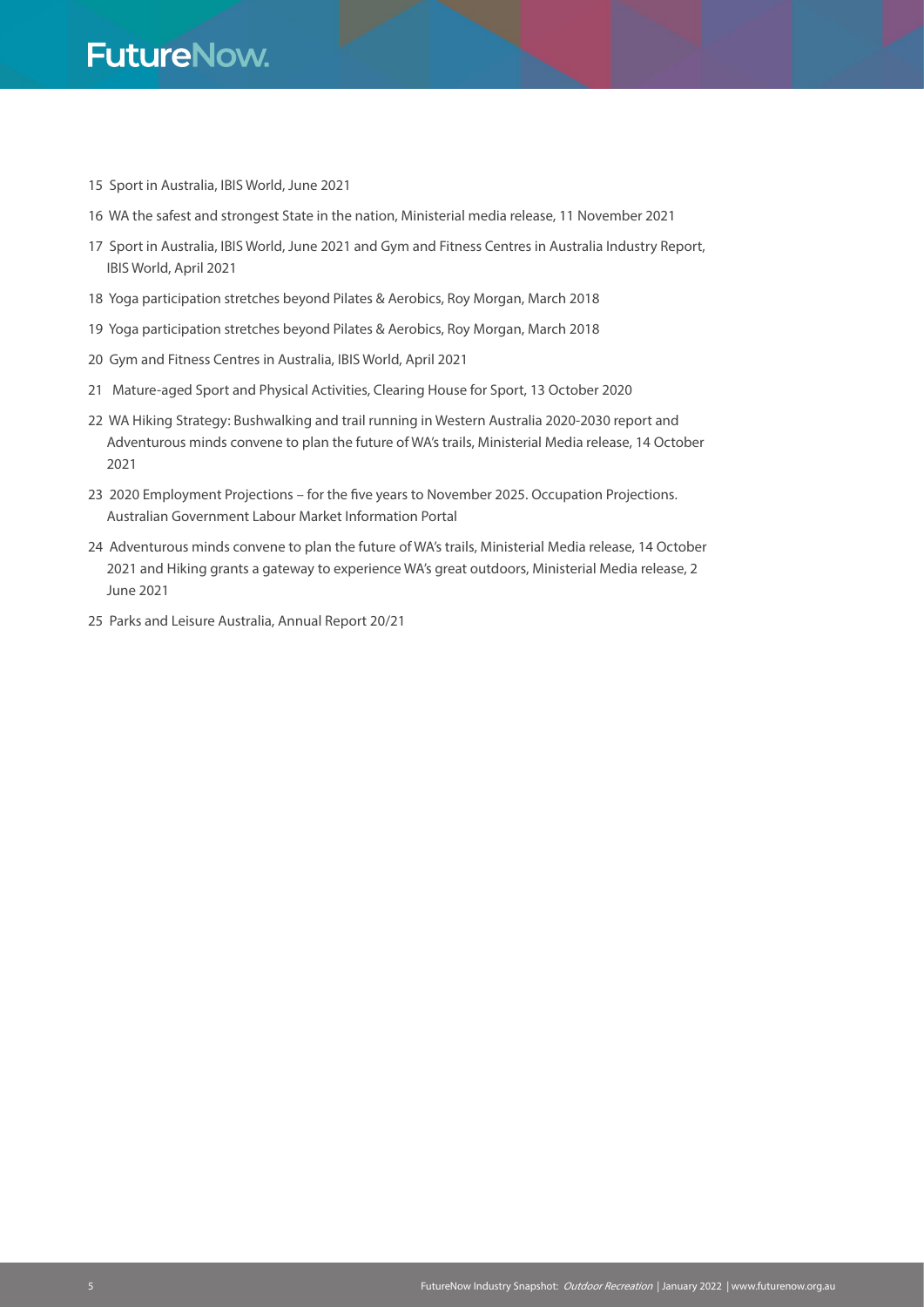15 Sport in Australia, IBIS World, June 2021

16 WA the safest and strongest State in the nation, Ministerial media release, 11 November 2021

17 Sport in Australia, IBIS World, June 2021 and Gym and Fitness Centres in Australia Industry Report, IBIS World, April 2021

18 Yoga participation stretches beyond Pilates & Aerobics, Roy Morgan, March 2018

19 Yoga participation stretches beyond Pilates & Aerobics, Roy Morgan, March 2018

20 Gym and Fitness Centres in Australia, IBIS World, April 2021

21 Mature-aged Sport and Physical Activities, Clearing House for Sport, 13 October 2020

22 WA Hiking Strategy: Bushwalking and trail running in Western Australia 2020-2030 report and Adventurous minds convene to plan the future of WA's trails, Ministerial Media release, 14 October 2021

23 2020 Employment Projections – for the five years to November 2025. Occupation Projections. Australian Government Labour Market Information Portal

24 Adventurous minds convene to plan the future of WA's trails, Ministerial Media release, 14 October 2021 and Hiking grants a gateway to experience WA's great outdoors, Ministerial Media release, 2 June 2021

25 Parks and Leisure Australia, Annual Report 20/21